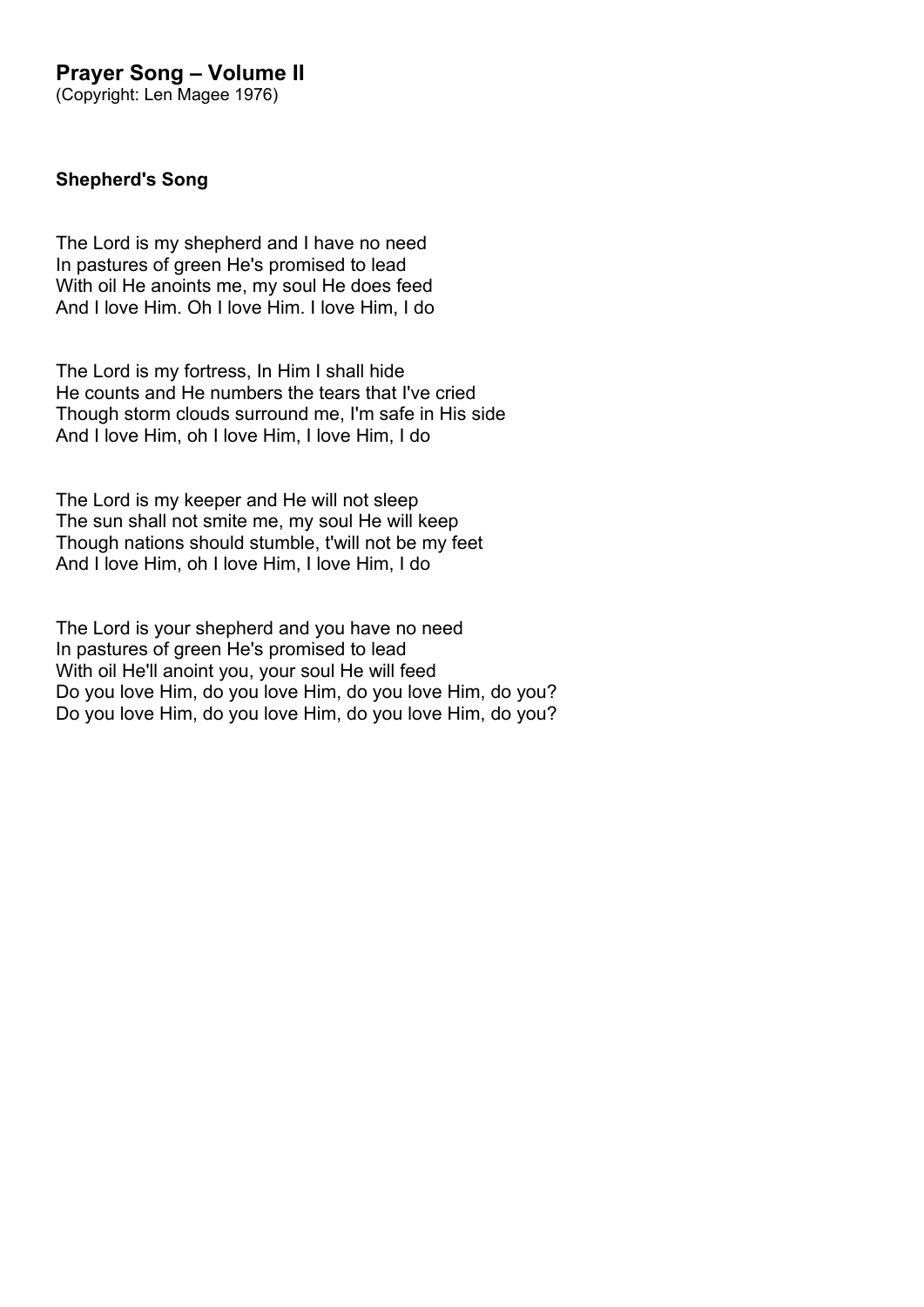# Prayer Song – Volume II

(Copyright: Len Magee 1976)

### Shepherd's Song

The Lord is my shepherd and I have no need
In pastures of green He's promised to lead
With oil He anoints me, my soul He does feed
And I love Him. Oh I love Him. I love Him, I do

The Lord is my fortress, In Him I shall hide
He counts and He numbers the tears that I've cried
Though storm clouds surround me, I'm safe in His side
And I love Him, oh I love Him, I love Him, I do

The Lord is my keeper and He will not sleep
The sun shall not smite me, my soul He will keep
Though nations should stumble, t'will not be my feet
And I love Him, oh I love Him, I love Him, I do

The Lord is your shepherd and you have no need
In pastures of green He's promised to lead
With oil He'll anoint you, your soul He will feed
Do you love Him, do you love Him, do you love Him, do you?
Do you love Him, do you love Him, do you love Him, do you?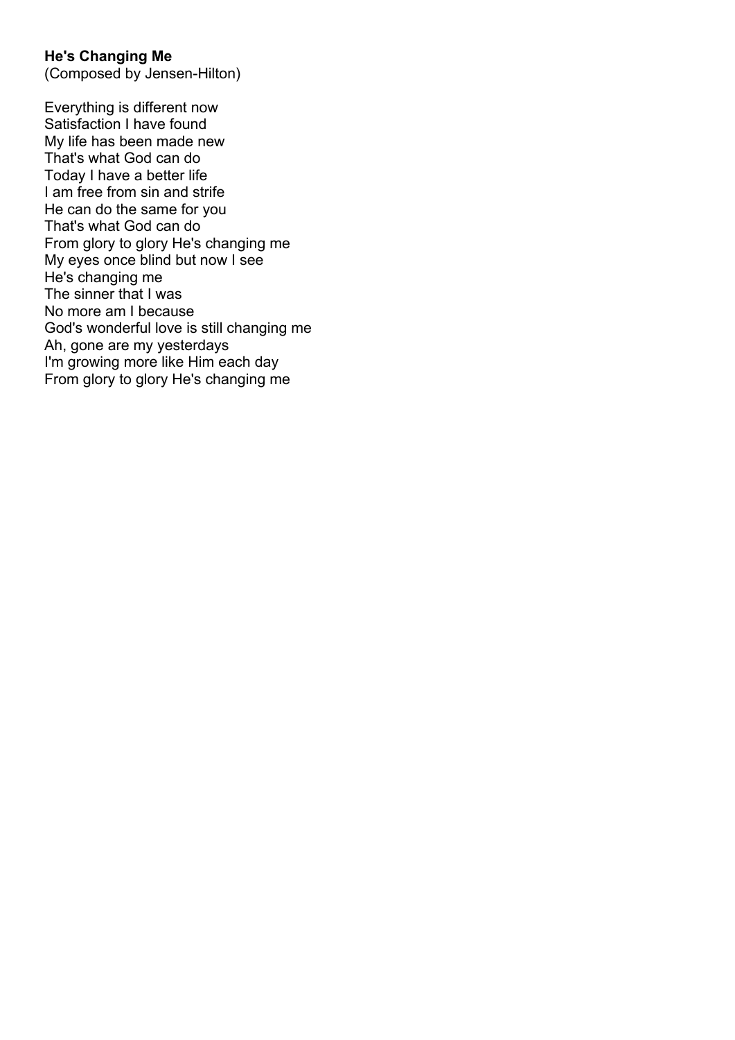**He's Changing Me**
(Composed by Jensen-Hilton)

Everything is different now
Satisfaction I have found
My life has been made new
That's what God can do
Today I have a better life
I am free from sin and strife
He can do the same for you
That's what God can do
From glory to glory He's changing me
My eyes once blind but now I see
He's changing me
The sinner that I was
No more am I because
God's wonderful love is still changing me
Ah, gone are my yesterdays
I'm growing more like Him each day
From glory to glory He's changing me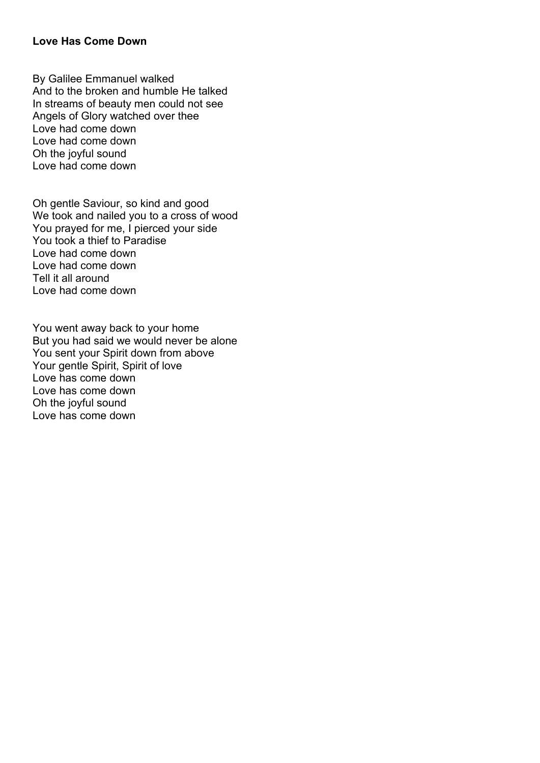**Love Has Come Down**

By Galilee Emmanuel walked
And to the broken and humble He talked
In streams of beauty men could not see
Angels of Glory watched over thee
Love had come down
Love had come down
Oh the joyful sound
Love had come down

Oh gentle Saviour, so kind and good
We took and nailed you to a cross of wood
You prayed for me, I pierced your side
You took a thief to Paradise
Love had come down
Love had come down
Tell it all around
Love had come down

You went away back to your home
But you had said we would never be alone
You sent your Spirit down from above
Your gentle Spirit, Spirit of love
Love has come down
Love has come down
Oh the joyful sound
Love has come down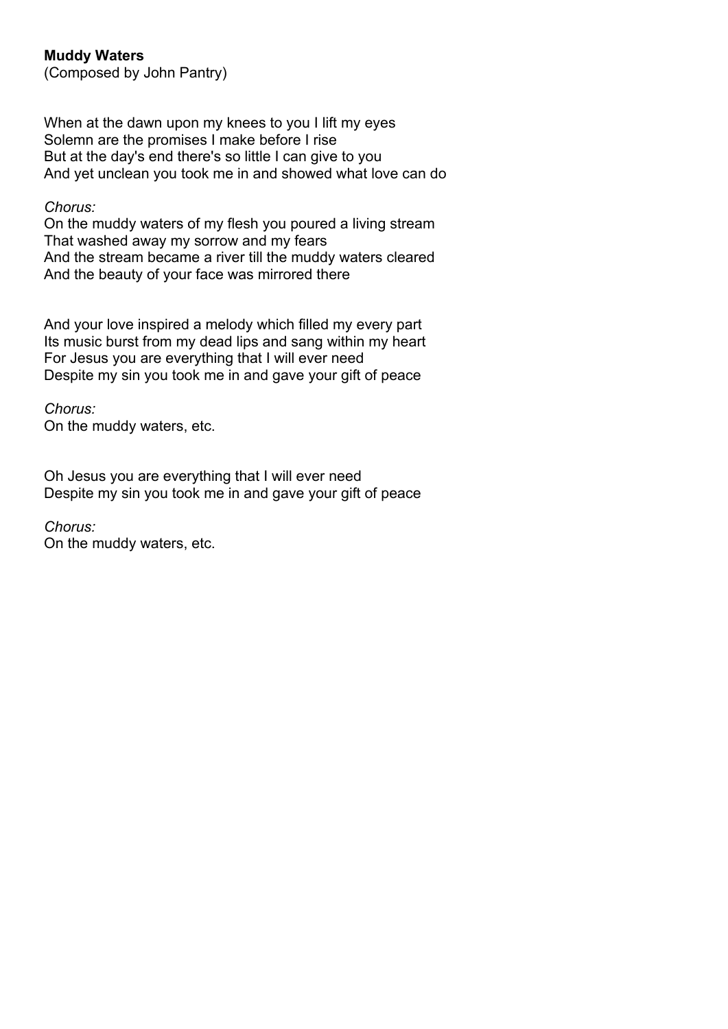**Muddy Waters**
(Composed by John Pantry)

When at the dawn upon my knees to you I lift my eyes
Solemn are the promises I make before I rise
But at the day's end there's so little I can give to you
And yet unclean you took me in and showed what love can do

*Chorus:*
On the muddy waters of my flesh you poured a living stream
That washed away my sorrow and my fears
And the stream became a river till the muddy waters cleared
And the beauty of your face was mirrored there

And your love inspired a melody which filled my every part
Its music burst from my dead lips and sang within my heart
For Jesus you are everything that I will ever need
Despite my sin you took me in and gave your gift of peace

*Chorus:*
On the muddy waters, etc.

Oh Jesus you are everything that I will ever need
Despite my sin you took me in and gave your gift of peace

*Chorus:*
On the muddy waters, etc.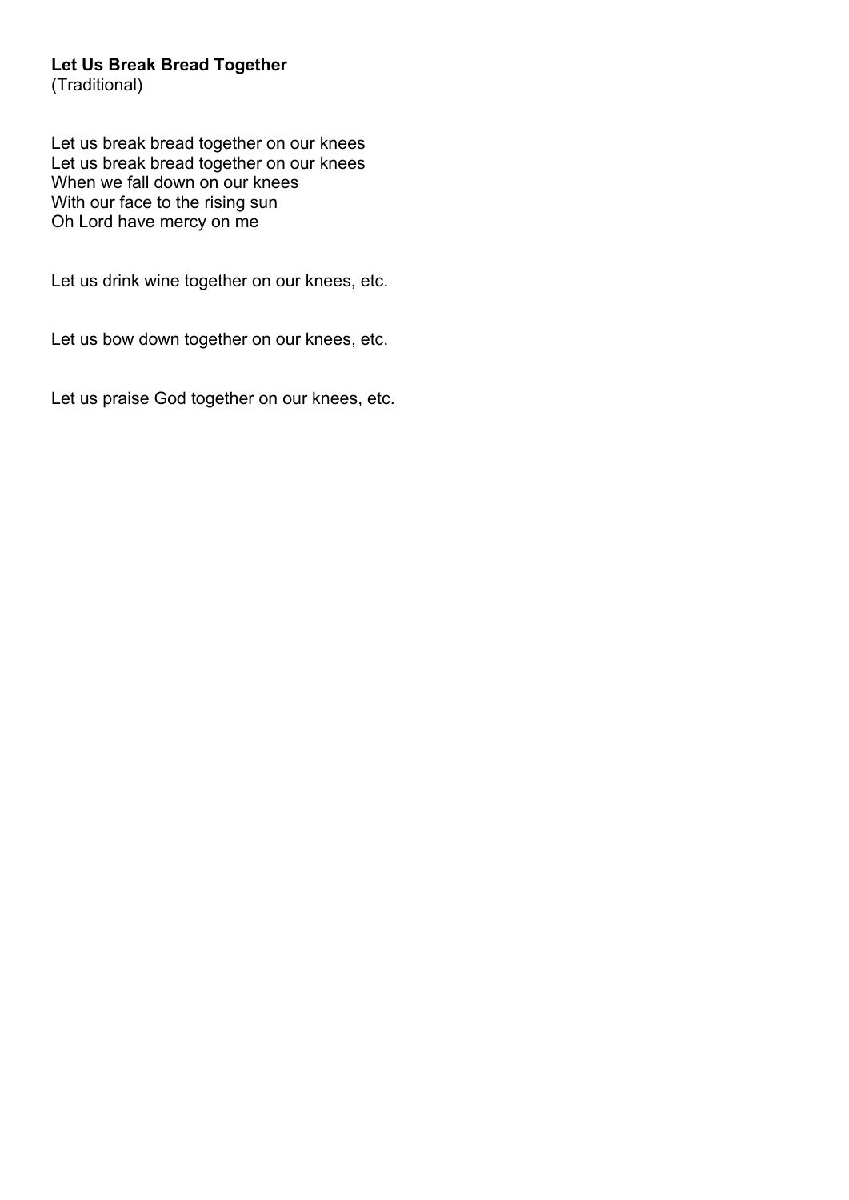**Let Us Break Bread Together**
(Traditional)

Let us break bread together on our knees
Let us break bread together on our knees
When we fall down on our knees
With our face to the rising sun
Oh Lord have mercy on me

Let us drink wine together on our knees, etc.

Let us bow down together on our knees, etc.

Let us praise God together on our knees, etc.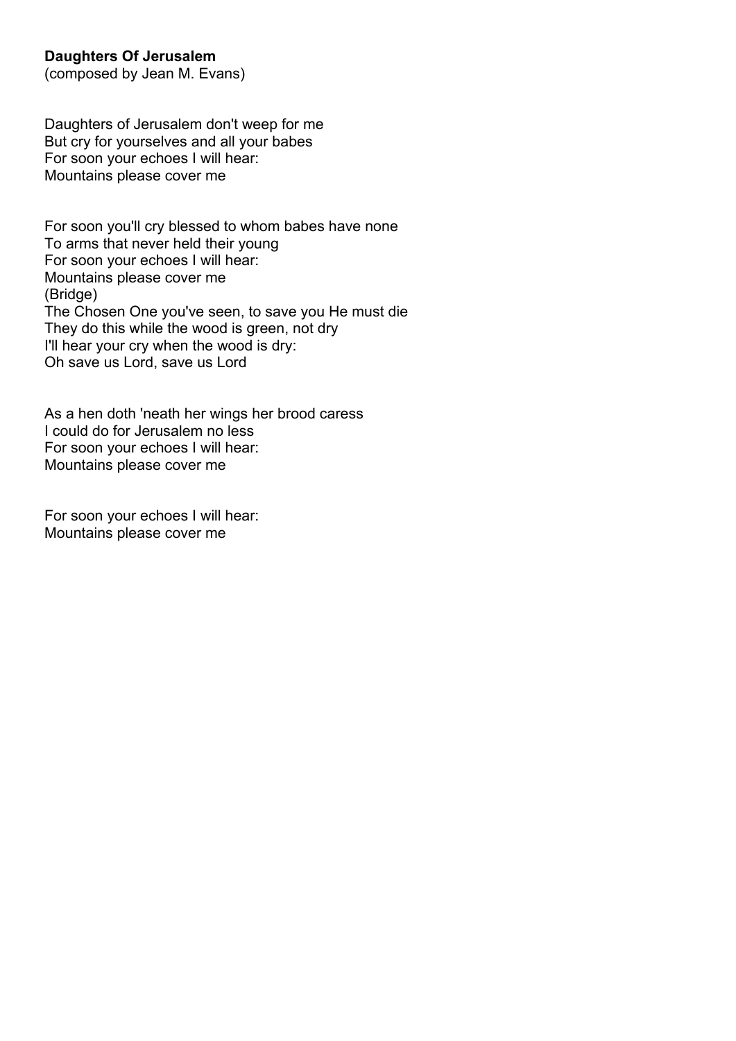**Daughters Of Jerusalem**
(composed by Jean M. Evans)

Daughters of Jerusalem don't weep for me
But cry for yourselves and all your babes
For soon your echoes I will hear:
Mountains please cover me

For soon you'll cry blessed to whom babes have none
To arms that never held their young
For soon your echoes I will hear:
Mountains please cover me
(Bridge)
The Chosen One you've seen, to save you He must die
They do this while the wood is green, not dry
I'll hear your cry when the wood is dry:
Oh save us Lord, save us Lord

As a hen doth 'neath her wings her brood caress
I could do for Jerusalem no less
For soon your echoes I will hear:
Mountains please cover me

For soon your echoes I will hear:
Mountains please cover me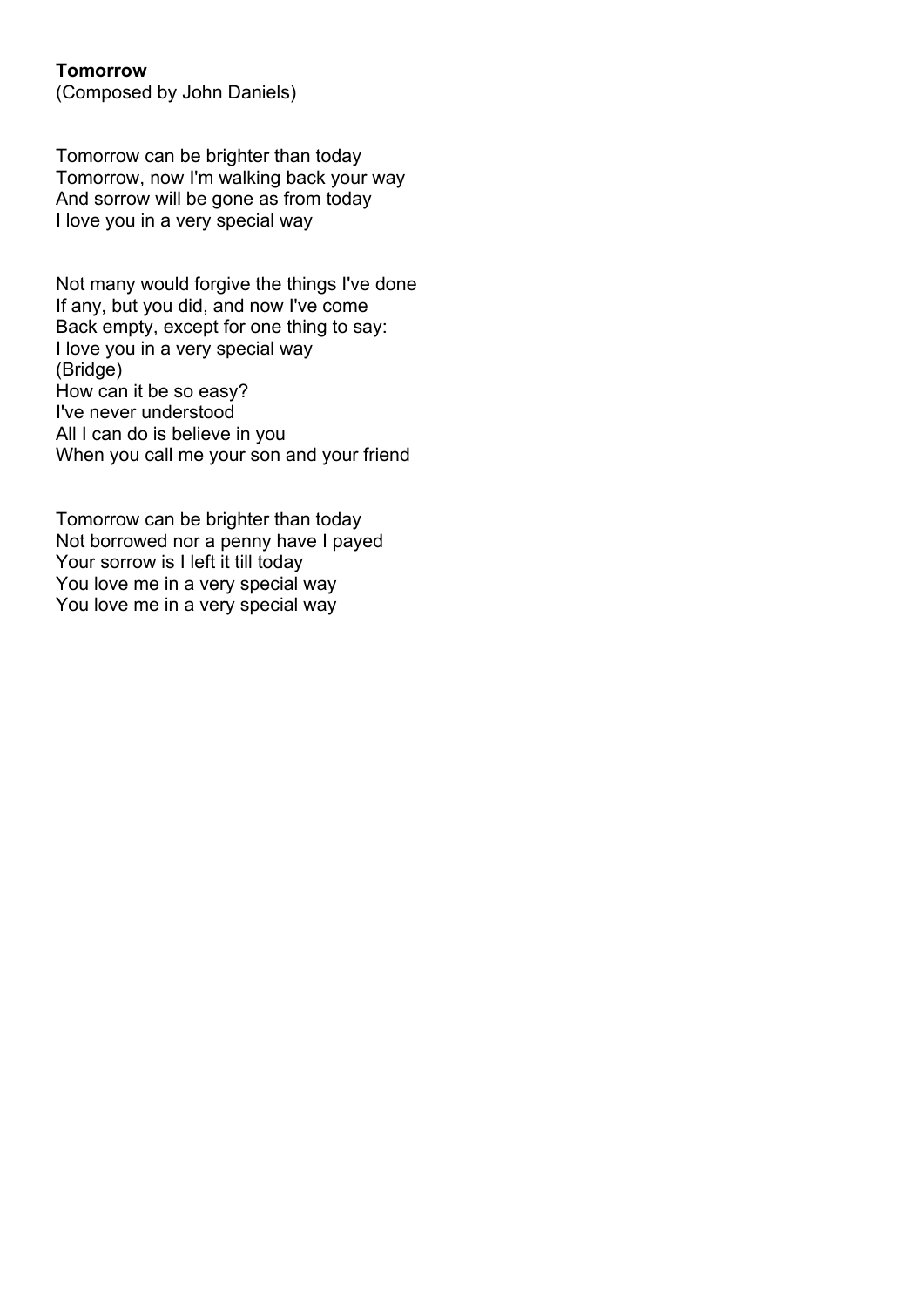**Tomorrow**
(Composed by John Daniels)

Tomorrow can be brighter than today
Tomorrow, now I'm walking back your way
And sorrow will be gone as from today
I love you in a very special way

Not many would forgive the things I've done
If any, but you did, and now I've come
Back empty, except for one thing to say:
I love you in a very special way
(Bridge)
How can it be so easy?
I've never understood
All I can do is believe in you
When you call me your son and your friend

Tomorrow can be brighter than today
Not borrowed nor a penny have I payed
Your sorrow is I left it till today
You love me in a very special way
You love me in a very special way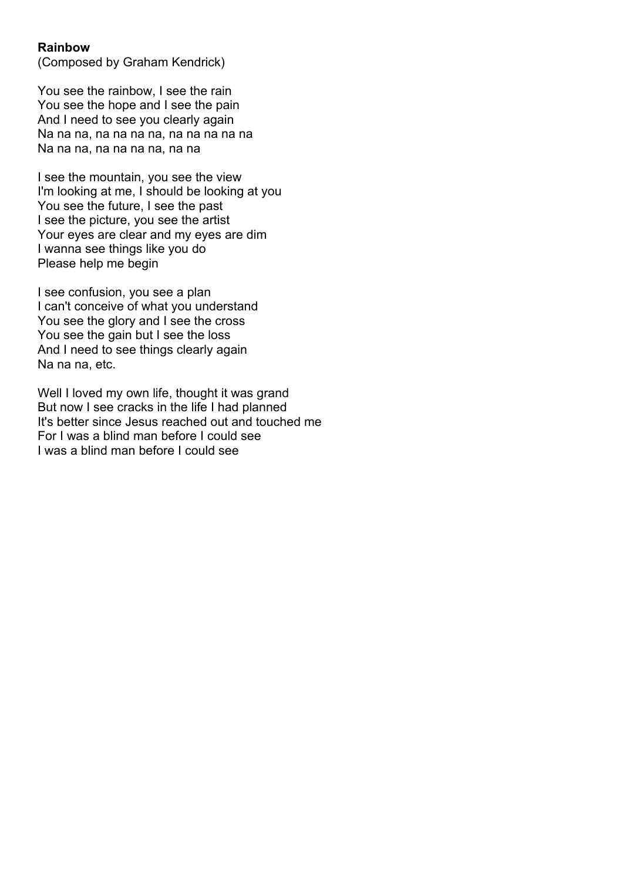**Rainbow**
(Composed by Graham Kendrick)

You see the rainbow, I see the rain
You see the hope and I see the pain
And I need to see you clearly again
Na na na, na na na na, na na na na na
Na na na, na na na na, na na

I see the mountain, you see the view
I'm looking at me, I should be looking at you
You see the future, I see the past
I see the picture, you see the artist
Your eyes are clear and my eyes are dim
I wanna see things like you do
Please help me begin

I see confusion, you see a plan
I can't conceive of what you understand
You see the glory and I see the cross
You see the gain but I see the loss
And I need to see things clearly again
Na na na, etc.

Well I loved my own life, thought it was grand
But now I see cracks in the life I had planned
It's better since Jesus reached out and touched me
For I was a blind man before I could see
I was a blind man before I could see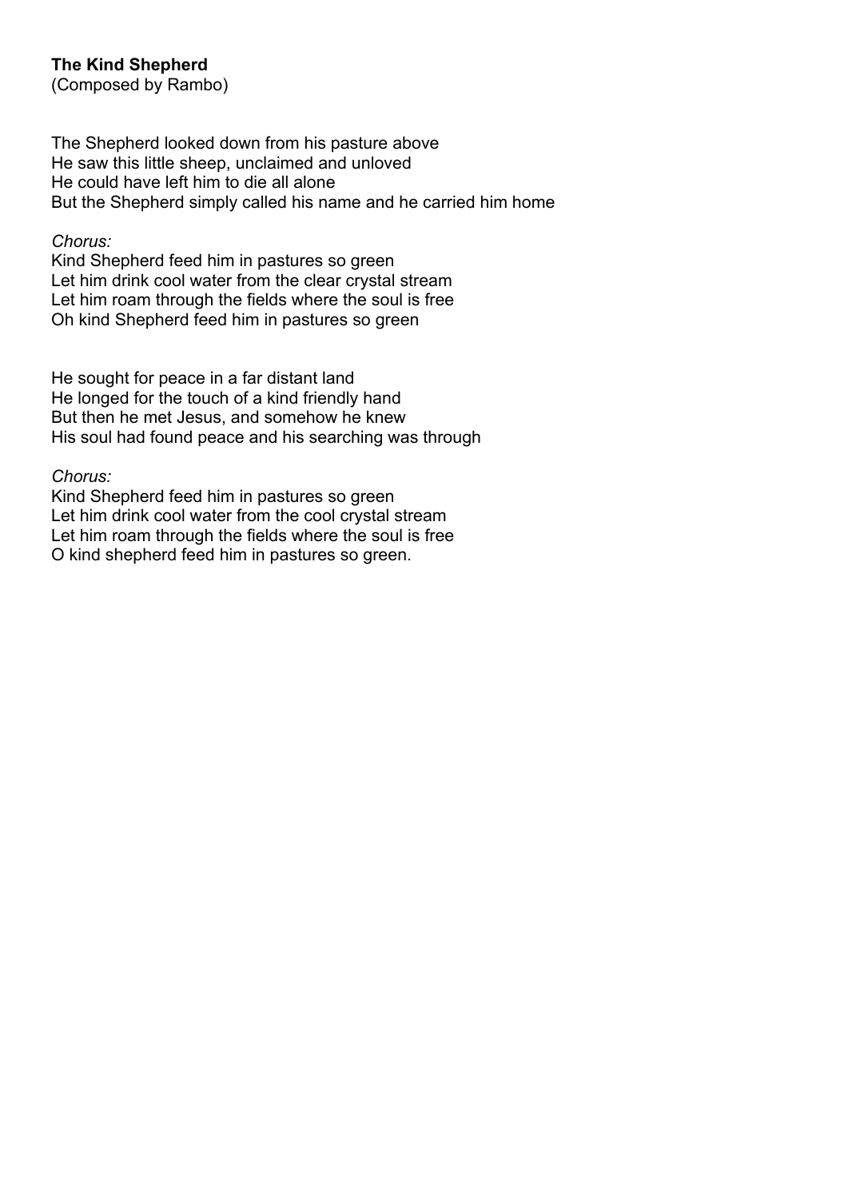**The Kind Shepherd**
(Composed by Rambo)

The Shepherd looked down from his pasture above
He saw this little sheep, unclaimed and unloved
He could have left him to die all alone
But the Shepherd simply called his name and he carried him home

*Chorus:*
Kind Shepherd feed him in pastures so green
Let him drink cool water from the clear crystal stream
Let him roam through the fields where the soul is free
Oh kind Shepherd feed him in pastures so green

He sought for peace in a far distant land
He longed for the touch of a kind friendly hand
But then he met Jesus, and somehow he knew
His soul had found peace and his searching was through

*Chorus:*
Kind Shepherd feed him in pastures so green
Let him drink cool water from the cool crystal stream
Let him roam through the fields where the soul is free
O kind shepherd feed him in pastures so green.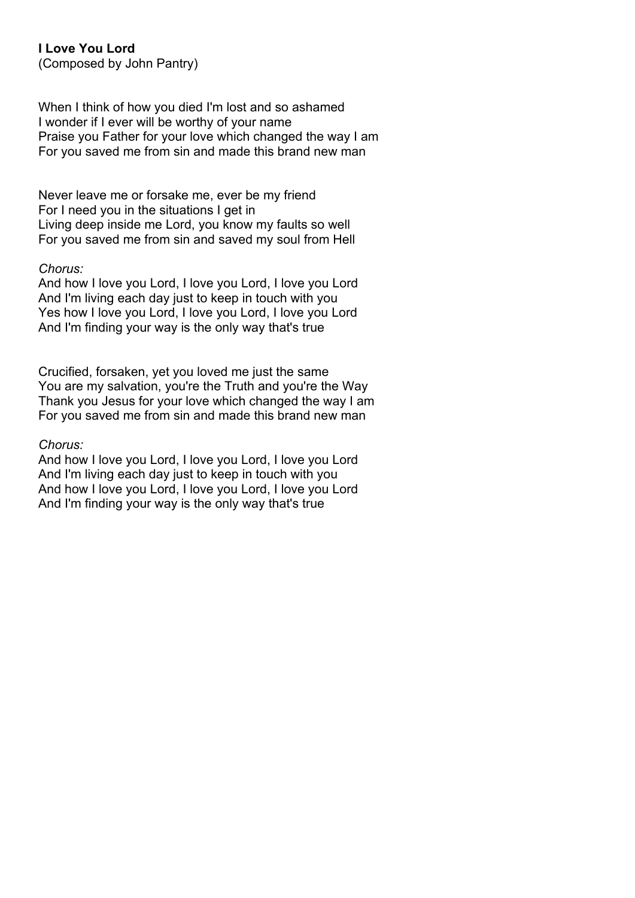**I Love You Lord**
(Composed by John Pantry)

When I think of how you died I'm lost and so ashamed
I wonder if I ever will be worthy of your name
Praise you Father for your love which changed the way I am
For you saved me from sin and made this brand new man

Never leave me or forsake me, ever be my friend
For I need you in the situations I get in
Living deep inside me Lord, you know my faults so well
For you saved me from sin and saved my soul from Hell

*Chorus:*
And how I love you Lord, I love you Lord, I love you Lord
And I'm living each day just to keep in touch with you
Yes how I love you Lord, I love you Lord, I love you Lord
And I'm finding your way is the only way that's true

Crucified, forsaken, yet you loved me just the same
You are my salvation, you're the Truth and you're the Way
Thank you Jesus for your love which changed the way I am
For you saved me from sin and made this brand new man

*Chorus:*
And how I love you Lord, I love you Lord, I love you Lord
And I'm living each day just to keep in touch with you
And how I love you Lord, I love you Lord, I love you Lord
And I'm finding your way is the only way that's true